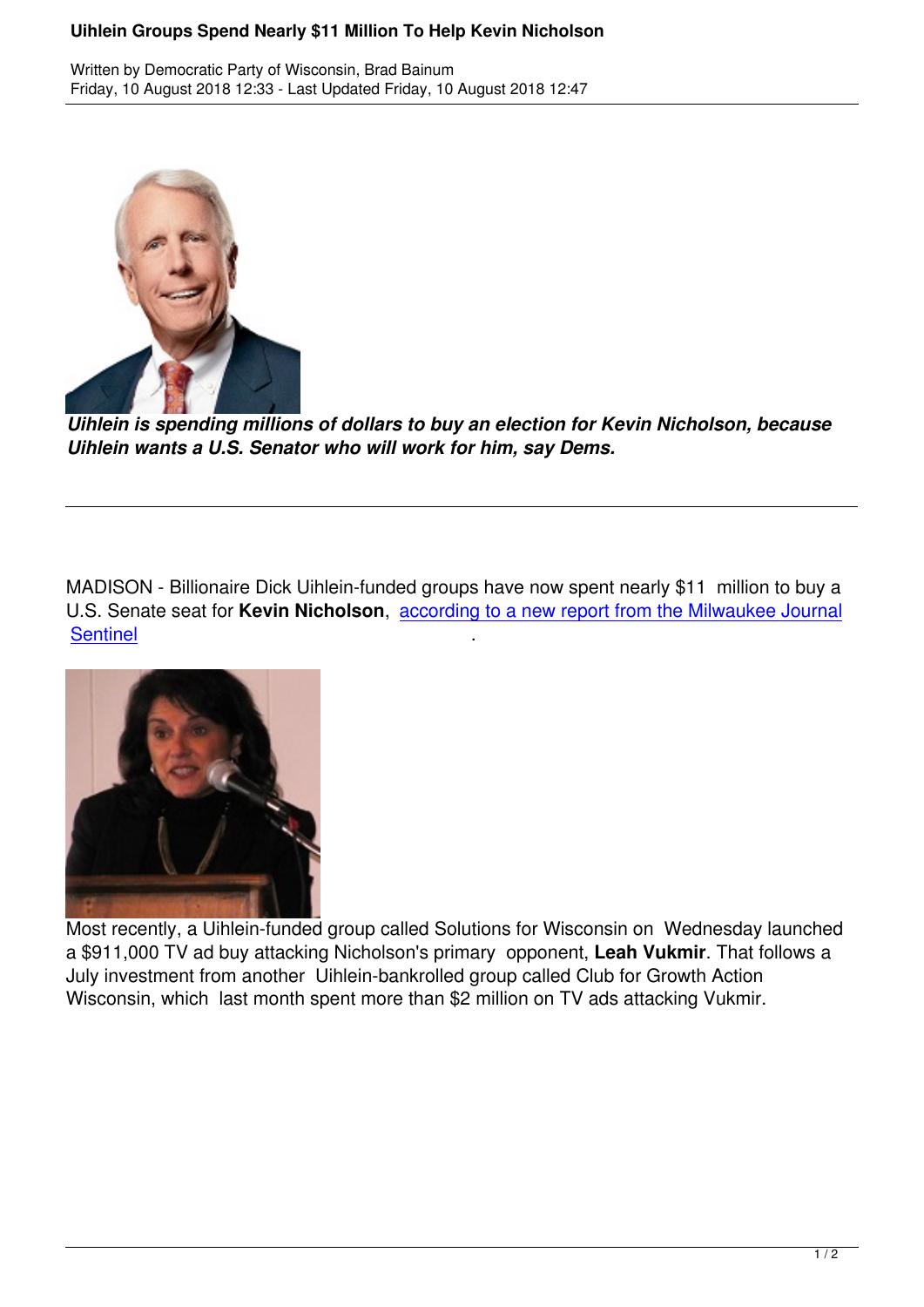# Uihlein Groups Spend Nearly $11 Million To Help Kevin Nicholson

Written by Democratic Party of Wisconsin, Brad Bainum
Friday, 10 August 2018 12:33 - Last Updated Friday, 10 August 2018 12:47

***Uihlein is spending millions of dollars to buy an election for Kevin Nicholson, because Uihlein wants a U.S. Senator who will work for him, say Dems.***

---

MADISON - Billionaire Dick Uihlein-funded groups have now spent nearly $11 million to buy a U.S. Senate seat for **Kevin Nicholson**, according to a new report from the Milwaukee Journal Sentinel.

Most recently, a Uihlein-funded group called Solutions for Wisconsin on Wednesday launched a $911,000 TV ad buy attacking Nicholson's primary opponent, **Leah Vukmir**. That follows a July investment from another Uihlein-bankrolled group called Club for Growth Action Wisconsin, which last month spent more than $2 million on TV ads attacking Vukmir.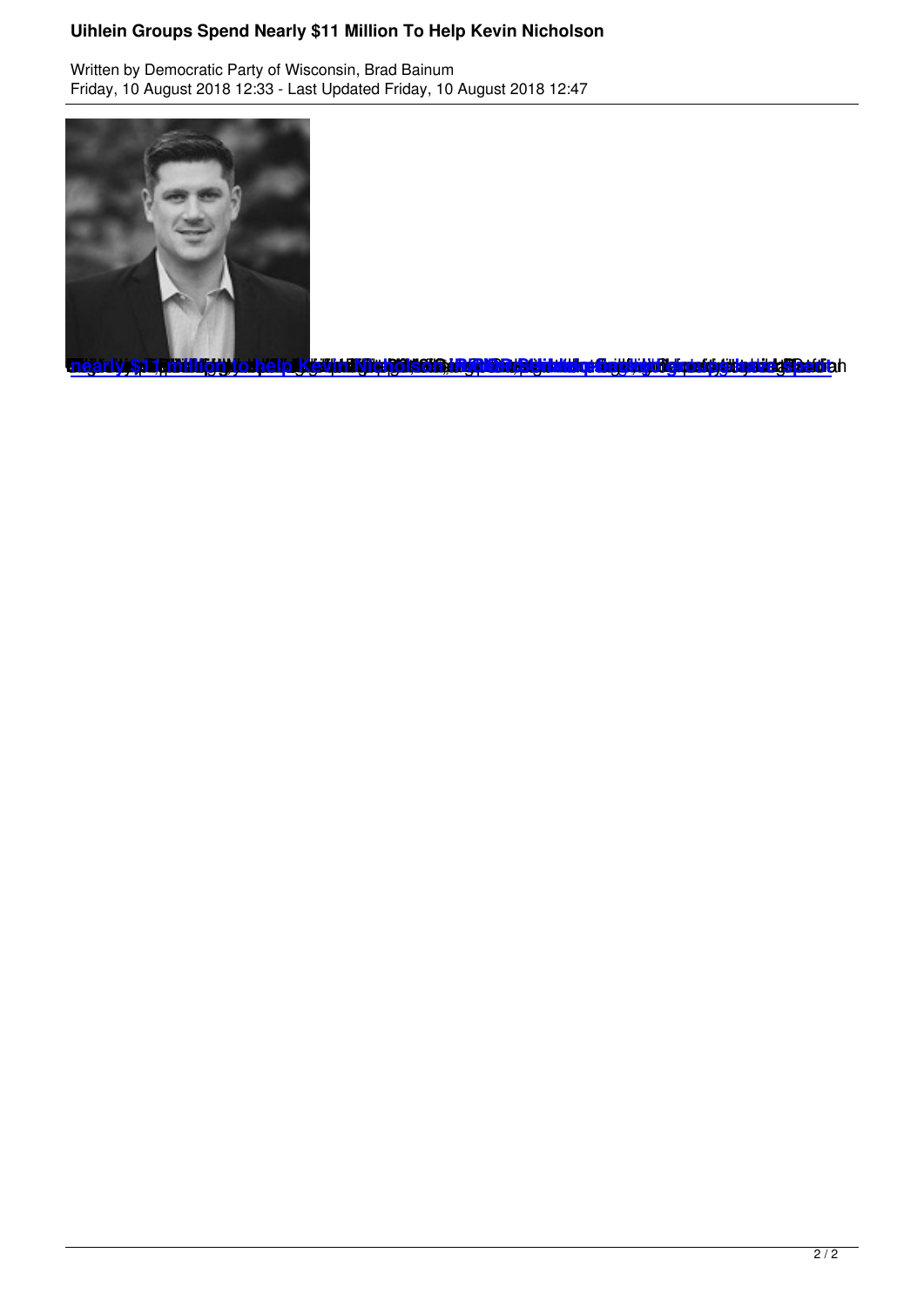nearly $11 million to help Kevin Nicholson